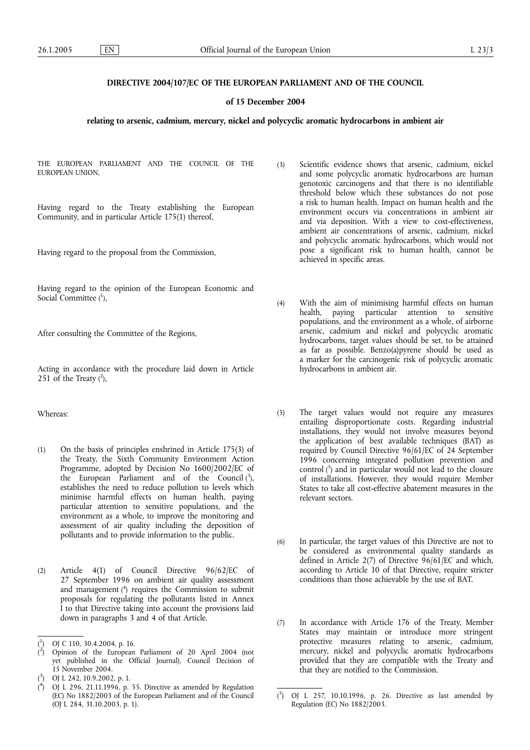# DIRECTIVE 2004/107/EC OF THE EUROPEAN PARLIAMENT AND OF THE COUNCIL

## of 15 December 2004

## relating to arsenic, cadmium, mercury, nickel and polycyclic aromatic hydrocarbons in ambient air

THE EUROPEAN PARLIAMENT AND THE COUNCIL OF THE EUROPEAN UNION,

Having regard to the Treaty establishing the European Community, and in particular Article 175(1) thereof,

Having regard to the proposal from the Commission,

Having regard to the opinion of the European Economic and Social Committee ([1]),

After consulting the Committee of the Regions,

Acting in accordance with the procedure laid down in Article 251 of the Treaty ([2]),

Whereas:

(1) On the basis of principles enshrined in Article 175(3) of the Treaty, the Sixth Community Environment Action Programme, adopted by Decision No 1600/2002/EC of the European Parliament and of the Council ([3]), establishes the need to reduce pollution to levels which minimise harmful effects on human health, paying particular attention to sensitive populations, and the environment as a whole, to improve the monitoring and assessment of air quality including the deposition of pollutants and to provide information to the public.

(2) Article 4(1) of Council Directive 96/62/EC of 27 September 1996 on ambient air quality assessment and management ([4]) requires the Commission to submit proposals for regulating the pollutants listed in Annex I to that Directive taking into account the provisions laid down in paragraphs 3 and 4 of that Article.

(3) Scientific evidence shows that arsenic, cadmium, nickel and some polycyclic aromatic hydrocarbons are human genotoxic carcinogens and that there is no identifiable threshold below which these substances do not pose a risk to human health. Impact on human health and the environment occurs via concentrations in ambient air and via deposition. With a view to cost-effectiveness, ambient air concentrations of arsenic, cadmium, nickel and polycyclic aromatic hydrocarbons, which would not pose a significant risk to human health, cannot be achieved in specific areas.

(4) With the aim of minimising harmful effects on human health, paying particular attention to sensitive populations, and the environment as a whole, of airborne arsenic, cadmium and nickel and polycyclic aromatic hydrocarbons, target values should be set, to be attained as far as possible. Benzo(a)pyrene should be used as a marker for the carcinogenic risk of polycyclic aromatic hydrocarbons in ambient air.

(5) The target values would not require any measures entailing disproportionate costs. Regarding industrial installations, they would not involve measures beyond the application of best available techniques (BAT) as required by Council Directive 96/61/EC of 24 September 1996 concerning integrated pollution prevention and control ([5]) and in particular would not lead to the closure of installations. However, they would require Member States to take all cost-effective abatement measures in the relevant sectors.

(6) In particular, the target values of this Directive are not to be considered as environmental quality standards as defined in Article 2(7) of Directive 96/61/EC and which, according to Article 10 of that Directive, require stricter conditions than those achievable by the use of BAT.

(7) In accordance with Article 176 of the Treaty, Member States may maintain or introduce more stringent protective measures relating to arsenic, cadmium, mercury, nickel and polycyclic aromatic hydrocarbons provided that they are compatible with the Treaty and that they are notified to the Commission.

---

([1]) OJ C 110, 30.4.2004, p. 16.

([2]) Opinion of the European Parliament of 20 April 2004 (not yet published in the Official Journal), Council Decision of 15 November 2004.

([3]) OJ L 242, 10.9.2002, p. 1.

([4]) OJ L 296, 21.11.1996, p. 55. Directive as amended by Regulation (EC) No 1882/2003 of the European Parliament and of the Council (OJ L 284, 31.10.2003, p. 1).

([5]) OJ L 257, 10.10.1996, p. 26. Directive as last amended by Regulation (EC) No 1882/2003.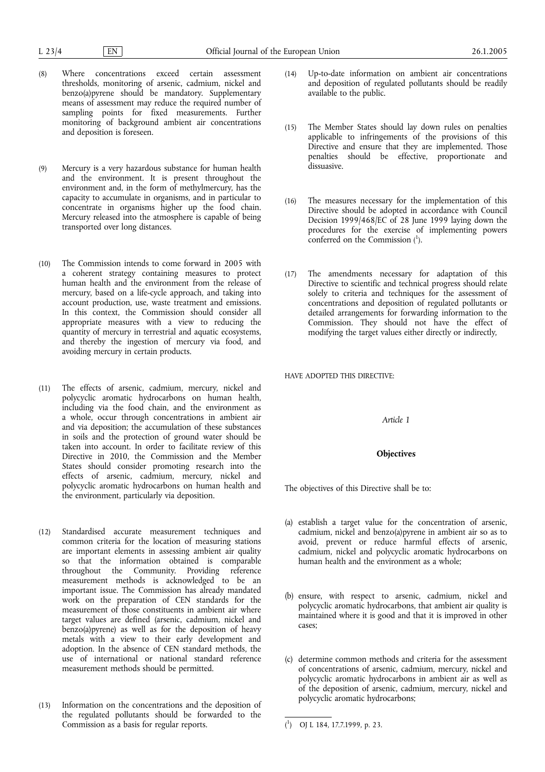(8) Where concentrations exceed certain assessment thresholds, monitoring of arsenic, cadmium, nickel and benzo(a)pyrene should be mandatory. Supplementary means of assessment may reduce the required number of sampling points for fixed measurements. Further monitoring of background ambient air concentrations and deposition is foreseen.

(9) Mercury is a very hazardous substance for human health and the environment. It is present throughout the environment and, in the form of methylmercury, has the capacity to accumulate in organisms, and in particular to concentrate in organisms higher up the food chain. Mercury released into the atmosphere is capable of being transported over long distances.

(10) The Commission intends to come forward in 2005 with a coherent strategy containing measures to protect human health and the environment from the release of mercury, based on a life-cycle approach, and taking into account production, use, waste treatment and emissions. In this context, the Commission should consider all appropriate measures with a view to reducing the quantity of mercury in terrestrial and aquatic ecosystems, and thereby the ingestion of mercury via food, and avoiding mercury in certain products.

(11) The effects of arsenic, cadmium, mercury, nickel and polycyclic aromatic hydrocarbons on human health, including via the food chain, and the environment as a whole, occur through concentrations in ambient air and via deposition; the accumulation of these substances in soils and the protection of ground water should be taken into account. In order to facilitate review of this Directive in 2010, the Commission and the Member States should consider promoting research into the effects of arsenic, cadmium, mercury, nickel and polycyclic aromatic hydrocarbons on human health and the environment, particularly via deposition.

(12) Standardised accurate measurement techniques and common criteria for the location of measuring stations are important elements in assessing ambient air quality so that the information obtained is comparable throughout the Community. Providing reference measurement methods is acknowledged to be an important issue. The Commission has already mandated work on the preparation of CEN standards for the measurement of those constituents in ambient air where target values are defined (arsenic, cadmium, nickel and benzo(a)pyrene) as well as for the deposition of heavy metals with a view to their early development and adoption. In the absence of CEN standard methods, the use of international or national standard reference measurement methods should be permitted.

(13) Information on the concentrations and the deposition of the regulated pollutants should be forwarded to the Commission as a basis for regular reports.

(14) Up-to-date information on ambient air concentrations and deposition of regulated pollutants should be readily available to the public.

(15) The Member States should lay down rules on penalties applicable to infringements of the provisions of this Directive and ensure that they are implemented. Those penalties should be effective, proportionate and dissuasive.

(16) The measures necessary for the implementation of this Directive should be adopted in accordance with Council Decision 1999/468/EC of 28 June 1999 laying down the procedures for the exercise of implementing powers conferred on the Commission [1].

(17) The amendments necessary for adaptation of this Directive to scientific and technical progress should relate solely to criteria and techniques for the assessment of concentrations and deposition of regulated pollutants or detailed arrangements for forwarding information to the Commission. They should not have the effect of modifying the target values either directly or indirectly,

HAVE ADOPTED THIS DIRECTIVE:

*Article 1*

**Objectives**

The objectives of this Directive shall be to:

(a) establish a target value for the concentration of arsenic, cadmium, nickel and benzo(a)pyrene in ambient air so as to avoid, prevent or reduce harmful effects of arsenic, cadmium, nickel and polycyclic aromatic hydrocarbons on human health and the environment as a whole;

(b) ensure, with respect to arsenic, cadmium, nickel and polycyclic aromatic hydrocarbons, that ambient air quality is maintained where it is good and that it is improved in other cases;

(c) determine common methods and criteria for the assessment of concentrations of arsenic, cadmium, mercury, nickel and polycyclic aromatic hydrocarbons in ambient air as well as of the deposition of arsenic, cadmium, mercury, nickel and polycyclic aromatic hydrocarbons;

---

[1] OJ L 184, 17.7.1999, p. 23.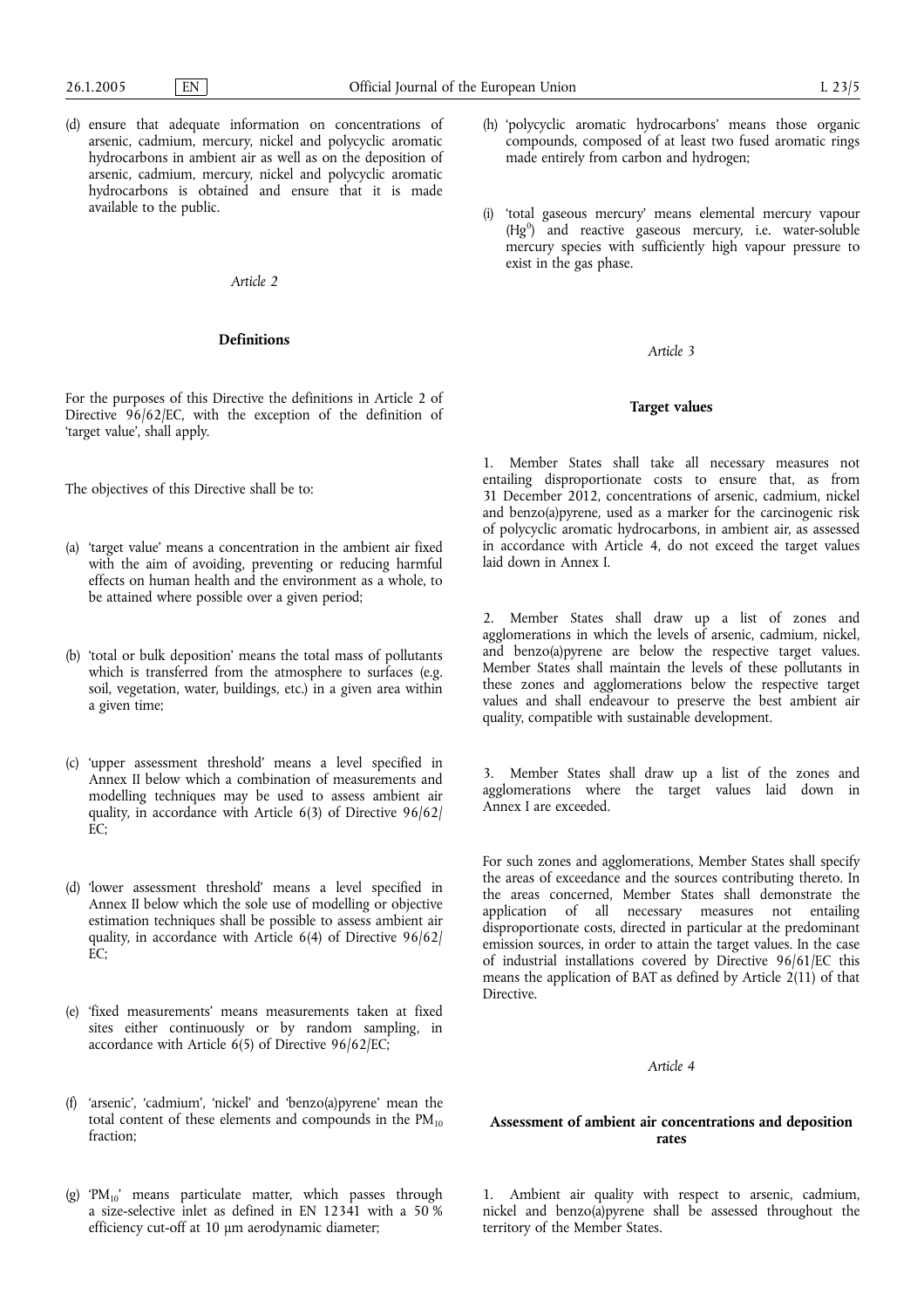(d) ensure that adequate information on concentrations of arsenic, cadmium, mercury, nickel and polycyclic aromatic hydrocarbons in ambient air as well as on the deposition of arsenic, cadmium, mercury, nickel and polycyclic aromatic hydrocarbons is obtained and ensure that it is made available to the public.

*Article 2*

**Definitions**

For the purposes of this Directive the definitions in Article 2 of Directive 96/62/EC, with the exception of the definition of 'target value', shall apply.

The objectives of this Directive shall be to:

(a) 'target value' means a concentration in the ambient air fixed with the aim of avoiding, preventing or reducing harmful effects on human health and the environment as a whole, to be attained where possible over a given period;

(b) 'total or bulk deposition' means the total mass of pollutants which is transferred from the atmosphere to surfaces (e.g. soil, vegetation, water, buildings, etc.) in a given area within a given time;

(c) 'upper assessment threshold' means a level specified in Annex II below which a combination of measurements and modelling techniques may be used to assess ambient air quality, in accordance with Article 6(3) of Directive 96/62/EC;

(d) 'lower assessment threshold' means a level specified in Annex II below which the sole use of modelling or objective estimation techniques shall be possible to assess ambient air quality, in accordance with Article 6(4) of Directive 96/62/EC;

(e) 'fixed measurements' means measurements taken at fixed sites either continuously or by random sampling, in accordance with Article 6(5) of Directive 96/62/EC;

(f) 'arsenic', 'cadmium', 'nickel' and 'benzo(a)pyrene' mean the total content of these elements and compounds in the $PM_{10}$ fraction;

(g) '$PM_{10}$' means particulate matter, which passes through a size-selective inlet as defined in EN 12341 with a 50 % efficiency cut-off at 10 μm aerodynamic diameter;

(h) 'polycyclic aromatic hydrocarbons' means those organic compounds, composed of at least two fused aromatic rings made entirely from carbon and hydrogen;

(i) 'total gaseous mercury' means elemental mercury vapour ($Hg^0$) and reactive gaseous mercury, i.e. water-soluble mercury species with sufficiently high vapour pressure to exist in the gas phase.

*Article 3*

**Target values**

1. Member States shall take all necessary measures not entailing disproportionate costs to ensure that, as from 31 December 2012, concentrations of arsenic, cadmium, nickel and benzo(a)pyrene, used as a marker for the carcinogenic risk of polycyclic aromatic hydrocarbons, in ambient air, as assessed in accordance with Article 4, do not exceed the target values laid down in Annex I.

2. Member States shall draw up a list of zones and agglomerations in which the levels of arsenic, cadmium, nickel, and benzo(a)pyrene are below the respective target values. Member States shall maintain the levels of these pollutants in these zones and agglomerations below the respective target values and shall endeavour to preserve the best ambient air quality, compatible with sustainable development.

3. Member States shall draw up a list of the zones and agglomerations where the target values laid down in Annex I are exceeded.

For such zones and agglomerations, Member States shall specify the areas of exceedance and the sources contributing thereto. In the areas concerned, Member States shall demonstrate the application of all necessary measures not entailing disproportionate costs, directed in particular at the predominant emission sources, in order to attain the target values. In the case of industrial installations covered by Directive 96/61/EC this means the application of BAT as defined by Article 2(11) of that Directive.

*Article 4*

**Assessment of ambient air concentrations and deposition rates**

1. Ambient air quality with respect to arsenic, cadmium, nickel and benzo(a)pyrene shall be assessed throughout the territory of the Member States.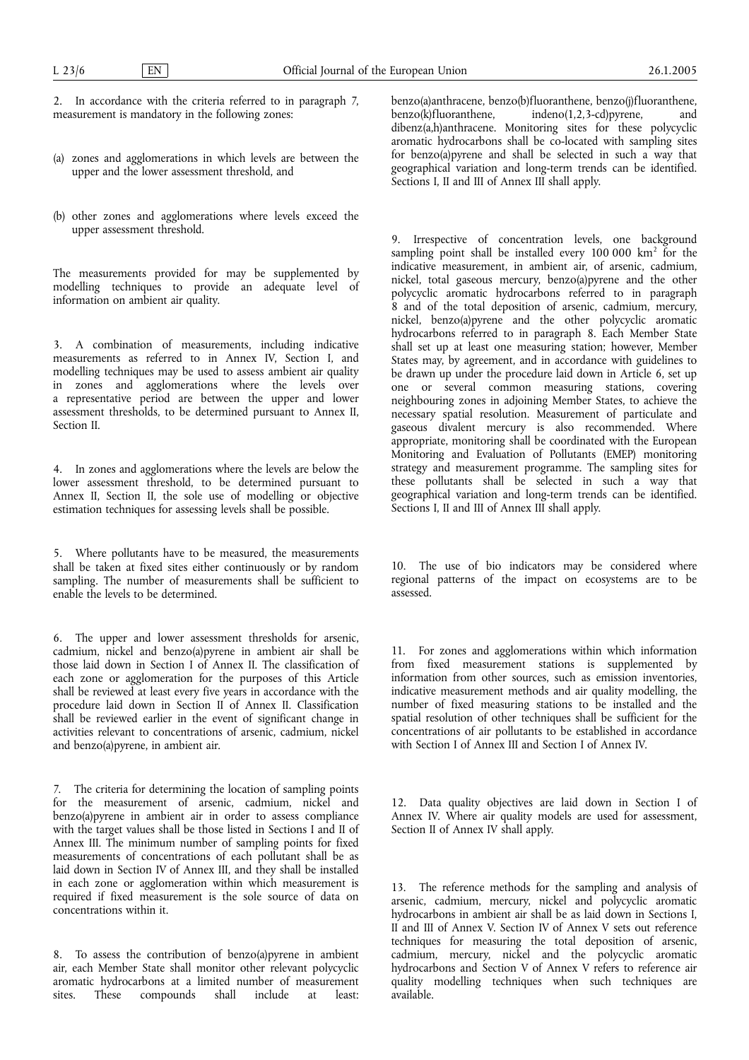2. In accordance with the criteria referred to in paragraph 7, measurement is mandatory in the following zones:

(a) zones and agglomerations in which levels are between the upper and the lower assessment threshold, and

(b) other zones and agglomerations where levels exceed the upper assessment threshold.

The measurements provided for may be supplemented by modelling techniques to provide an adequate level of information on ambient air quality.

3. A combination of measurements, including indicative measurements as referred to in Annex IV, Section I, and modelling techniques may be used to assess ambient air quality in zones and agglomerations where the levels over a representative period are between the upper and lower assessment thresholds, to be determined pursuant to Annex II, Section II.

4. In zones and agglomerations where the levels are below the lower assessment threshold, to be determined pursuant to Annex II, Section II, the sole use of modelling or objective estimation techniques for assessing levels shall be possible.

5. Where pollutants have to be measured, the measurements shall be taken at fixed sites either continuously or by random sampling. The number of measurements shall be sufficient to enable the levels to be determined.

6. The upper and lower assessment thresholds for arsenic, cadmium, nickel and benzo(a)pyrene in ambient air shall be those laid down in Section I of Annex II. The classification of each zone or agglomeration for the purposes of this Article shall be reviewed at least every five years in accordance with the procedure laid down in Section II of Annex II. Classification shall be reviewed earlier in the event of significant change in activities relevant to concentrations of arsenic, cadmium, nickel and benzo(a)pyrene, in ambient air.

7. The criteria for determining the location of sampling points for the measurement of arsenic, cadmium, nickel and benzo(a)pyrene in ambient air in order to assess compliance with the target values shall be those listed in Sections I and II of Annex III. The minimum number of sampling points for fixed measurements of concentrations of each pollutant shall be as laid down in Section IV of Annex III, and they shall be installed in each zone or agglomeration within which measurement is required if fixed measurement is the sole source of data on concentrations within it.

8. To assess the contribution of benzo(a)pyrene in ambient air, each Member State shall monitor other relevant polycyclic aromatic hydrocarbons at a limited number of measurement sites. These compounds shall include at least: benzo(a)anthracene, benzo(b)fluoranthene, benzo(j)fluoranthene, benzo(k)fluoranthene, indeno(1,2,3-cd)pyrene, and dibenz(a,h)anthracene. Monitoring sites for these polycyclic aromatic hydrocarbons shall be co-located with sampling sites for benzo(a)pyrene and shall be selected in such a way that geographical variation and long-term trends can be identified. Sections I, II and III of Annex III shall apply.

9. Irrespective of concentration levels, one background sampling point shall be installed every 100 000 km$^2$ for the indicative measurement, in ambient air, of arsenic, cadmium, nickel, total gaseous mercury, benzo(a)pyrene and the other polycyclic aromatic hydrocarbons referred to in paragraph 8 and of the total deposition of arsenic, cadmium, mercury, nickel, benzo(a)pyrene and the other polycyclic aromatic hydrocarbons referred to in paragraph 8. Each Member State shall set up at least one measuring station; however, Member States may, by agreement, and in accordance with guidelines to be drawn up under the procedure laid down in Article 6, set up one or several common measuring stations, covering neighbouring zones in adjoining Member States, to achieve the necessary spatial resolution. Measurement of particulate and gaseous divalent mercury is also recommended. Where appropriate, monitoring shall be coordinated with the European Monitoring and Evaluation of Pollutants (EMEP) monitoring strategy and measurement programme. The sampling sites for these pollutants shall be selected in such a way that geographical variation and long-term trends can be identified. Sections I, II and III of Annex III shall apply.

10. The use of bio indicators may be considered where regional patterns of the impact on ecosystems are to be assessed.

11. For zones and agglomerations within which information from fixed measurement stations is supplemented by information from other sources, such as emission inventories, indicative measurement methods and air quality modelling, the number of fixed measuring stations to be installed and the spatial resolution of other techniques shall be sufficient for the concentrations of air pollutants to be established in accordance with Section I of Annex III and Section I of Annex IV.

12. Data quality objectives are laid down in Section I of Annex IV. Where air quality models are used for assessment, Section II of Annex IV shall apply.

13. The reference methods for the sampling and analysis of arsenic, cadmium, mercury, nickel and polycyclic aromatic hydrocarbons in ambient air shall be as laid down in Sections I, II and III of Annex V. Section IV of Annex V sets out reference techniques for measuring the total deposition of arsenic, cadmium, mercury, nickel and the polycyclic aromatic hydrocarbons and Section V of Annex V refers to reference air quality modelling techniques when such techniques are available.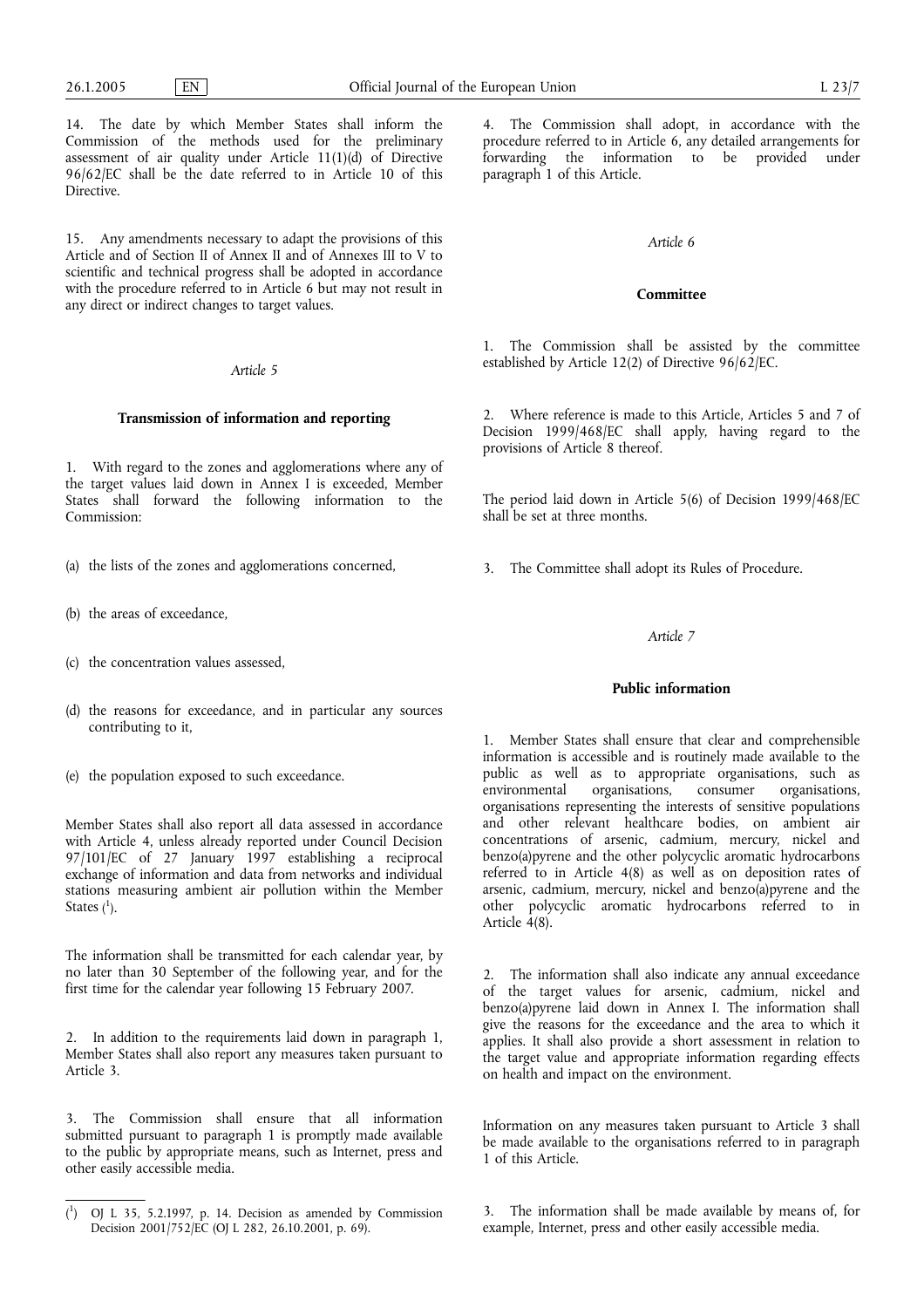14. The date by which Member States shall inform the Commission of the methods used for the preliminary assessment of air quality under Article 11(1)(d) of Directive 96/62/EC shall be the date referred to in Article 10 of this Directive.

15. Any amendments necessary to adapt the provisions of this Article and of Section II of Annex II and of Annexes III to V to scientific and technical progress shall be adopted in accordance with the procedure referred to in Article 6 but may not result in any direct or indirect changes to target values.

*Article 5*

**Transmission of information and reporting**

1. With regard to the zones and agglomerations where any of the target values laid down in Annex I is exceeded, Member States shall forward the following information to the Commission:

(a) the lists of the zones and agglomerations concerned,

(b) the areas of exceedance,

(c) the concentration values assessed,

(d) the reasons for exceedance, and in particular any sources contributing to it,

(e) the population exposed to such exceedance.

Member States shall also report all data assessed in accordance with Article 4, unless already reported under Council Decision 97/101/EC of 27 January 1997 establishing a reciprocal exchange of information and data from networks and individual stations measuring ambient air pollution within the Member States [1].

The information shall be transmitted for each calendar year, by no later than 30 September of the following year, and for the first time for the calendar year following 15 February 2007.

2. In addition to the requirements laid down in paragraph 1, Member States shall also report any measures taken pursuant to Article 3.

3. The Commission shall ensure that all information submitted pursuant to paragraph 1 is promptly made available to the public by appropriate means, such as Internet, press and other easily accessible media.

4. The Commission shall adopt, in accordance with the procedure referred to in Article 6, any detailed arrangements for forwarding the information to be provided under paragraph 1 of this Article.

*Article 6*

**Committee**

1. The Commission shall be assisted by the committee established by Article 12(2) of Directive 96/62/EC.

2. Where reference is made to this Article, Articles 5 and 7 of Decision 1999/468/EC shall apply, having regard to the provisions of Article 8 thereof.

The period laid down in Article 5(6) of Decision 1999/468/EC shall be set at three months.

3. The Committee shall adopt its Rules of Procedure.

*Article 7*

**Public information**

1. Member States shall ensure that clear and comprehensible information is accessible and is routinely made available to the public as well as to appropriate organisations, such as environmental organisations, consumer organisations, organisations representing the interests of sensitive populations and other relevant healthcare bodies, on ambient air concentrations of arsenic, cadmium, mercury, nickel and benzo(a)pyrene and the other polycyclic aromatic hydrocarbons referred to in Article 4(8) as well as on deposition rates of arsenic, cadmium, mercury, nickel and benzo(a)pyrene and the other polycyclic aromatic hydrocarbons referred to in Article 4(8).

2. The information shall also indicate any annual exceedance of the target values for arsenic, cadmium, nickel and benzo(a)pyrene laid down in Annex I. The information shall give the reasons for the exceedance and the area to which it applies. It shall also provide a short assessment in relation to the target value and appropriate information regarding effects on health and impact on the environment.

Information on any measures taken pursuant to Article 3 shall be made available to the organisations referred to in paragraph 1 of this Article.

3. The information shall be made available by means of, for example, Internet, press and other easily accessible media.

[1] OJ L 35, 5.2.1997, p. 14. Decision as amended by Commission Decision 2001/752/EC (OJ L 282, 26.10.2001, p. 69).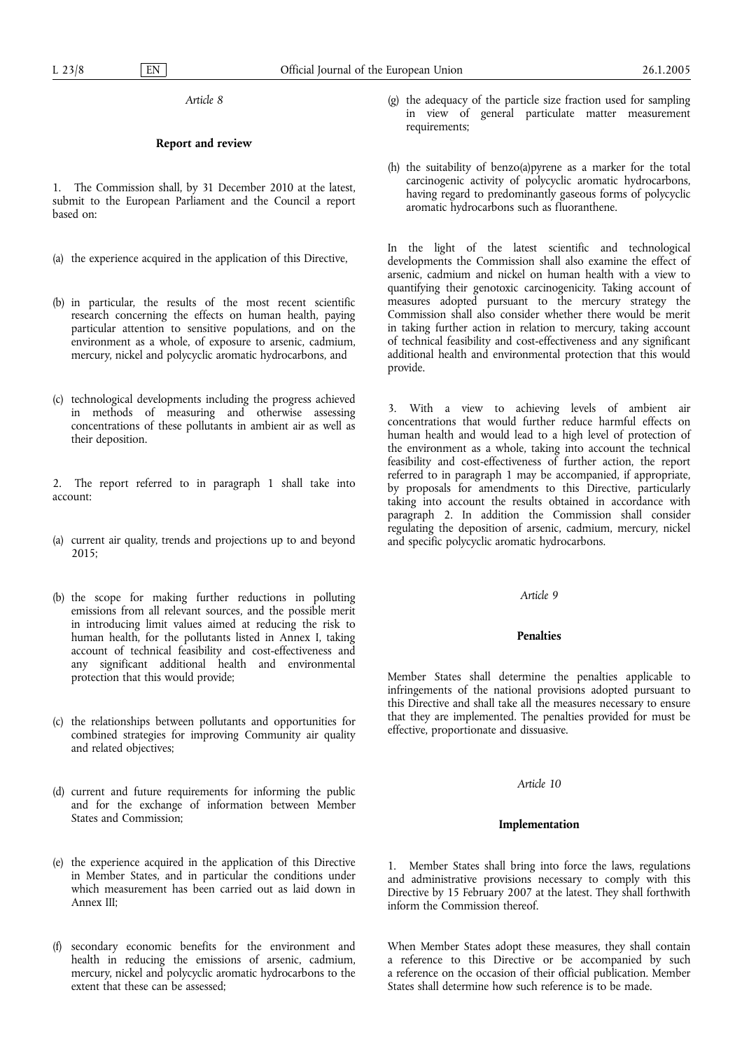*Article 8*

**Report and review**

1. The Commission shall, by 31 December 2010 at the latest, submit to the European Parliament and the Council a report based on:

(a) the experience acquired in the application of this Directive,

(b) in particular, the results of the most recent scientific research concerning the effects on human health, paying particular attention to sensitive populations, and on the environment as a whole, of exposure to arsenic, cadmium, mercury, nickel and polycyclic aromatic hydrocarbons, and

(c) technological developments including the progress achieved in methods of measuring and otherwise assessing concentrations of these pollutants in ambient air as well as their deposition.

2. The report referred to in paragraph 1 shall take into account:

(a) current air quality, trends and projections up to and beyond 2015;

(b) the scope for making further reductions in polluting emissions from all relevant sources, and the possible merit in introducing limit values aimed at reducing the risk to human health, for the pollutants listed in Annex I, taking account of technical feasibility and cost-effectiveness and any significant additional health and environmental protection that this would provide;

(c) the relationships between pollutants and opportunities for combined strategies for improving Community air quality and related objectives;

(d) current and future requirements for informing the public and for the exchange of information between Member States and Commission;

(e) the experience acquired in the application of this Directive in Member States, and in particular the conditions under which measurement has been carried out as laid down in Annex III;

(f) secondary economic benefits for the environment and health in reducing the emissions of arsenic, cadmium, mercury, nickel and polycyclic aromatic hydrocarbons to the extent that these can be assessed;

(g) the adequacy of the particle size fraction used for sampling in view of general particulate matter measurement requirements;

(h) the suitability of benzo(a)pyrene as a marker for the total carcinogenic activity of polycyclic aromatic hydrocarbons, having regard to predominantly gaseous forms of polycyclic aromatic hydrocarbons such as fluoranthene.

In the light of the latest scientific and technological developments the Commission shall also examine the effect of arsenic, cadmium and nickel on human health with a view to quantifying their genotoxic carcinogenicity. Taking account of measures adopted pursuant to the mercury strategy the Commission shall also consider whether there would be merit in taking further action in relation to mercury, taking account of technical feasibility and cost-effectiveness and any significant additional health and environmental protection that this would provide.

3. With a view to achieving levels of ambient air concentrations that would further reduce harmful effects on human health and would lead to a high level of protection of the environment as a whole, taking into account the technical feasibility and cost-effectiveness of further action, the report referred to in paragraph 1 may be accompanied, if appropriate, by proposals for amendments to this Directive, particularly taking into account the results obtained in accordance with paragraph 2. In addition the Commission shall consider regulating the deposition of arsenic, cadmium, mercury, nickel and specific polycyclic aromatic hydrocarbons.

*Article 9*

**Penalties**

Member States shall determine the penalties applicable to infringements of the national provisions adopted pursuant to this Directive and shall take all the measures necessary to ensure that they are implemented. The penalties provided for must be effective, proportionate and dissuasive.

*Article 10*

**Implementation**

1. Member States shall bring into force the laws, regulations and administrative provisions necessary to comply with this Directive by 15 February 2007 at the latest. They shall forthwith inform the Commission thereof.

When Member States adopt these measures, they shall contain a reference to this Directive or be accompanied by such a reference on the occasion of their official publication. Member States shall determine how such reference is to be made.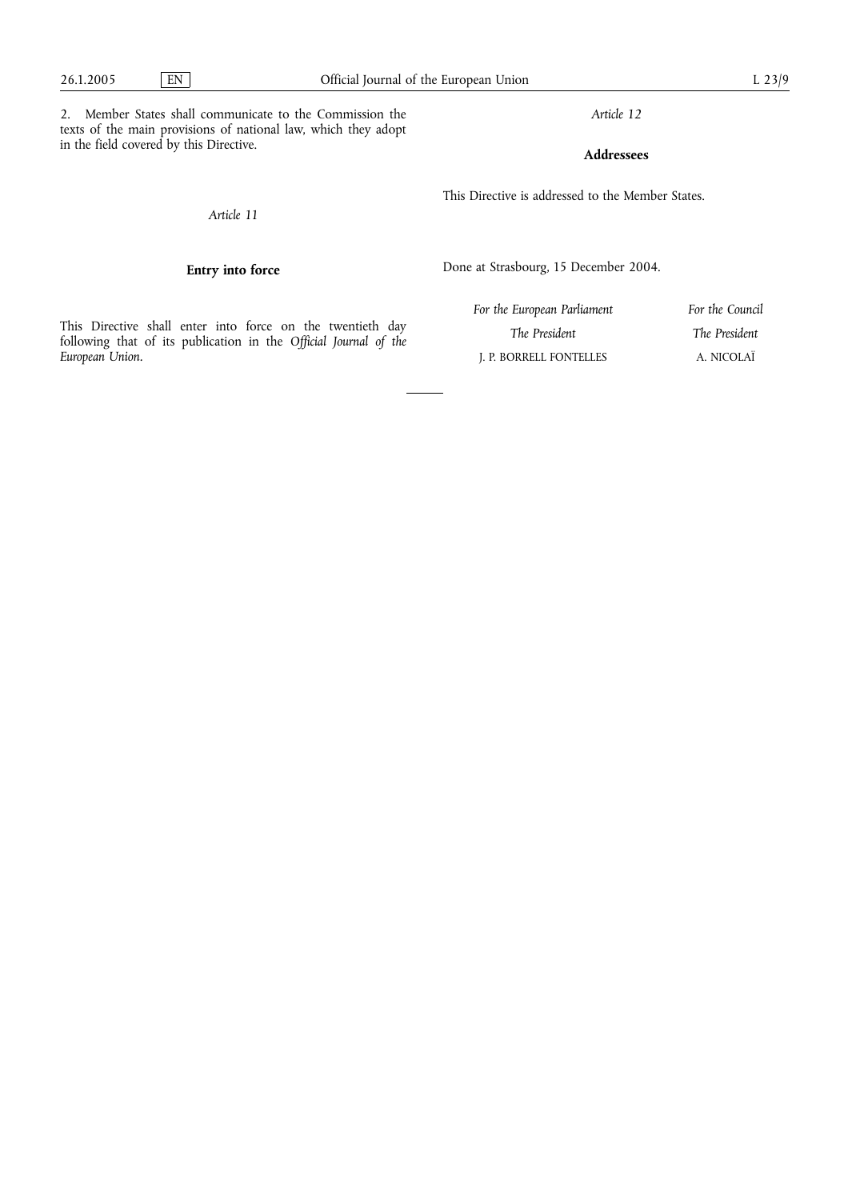2. Member States shall communicate to the Commission the texts of the main provisions of national law, which they adopt in the field covered by this Directive.

*Article 11*

**Entry into force**

This Directive shall enter into force on the twentieth day following that of its publication in the *Official Journal of the European Union*.

*Article 12*

**Addressees**

This Directive is addressed to the Member States.

Done at Strasbourg, 15 December 2004.

| *For the European Parliament* | *For the Council* |
|---|---|
| *The President* | *The President* |
| J. P. BORRELL FONTELLES | A. NICOLAÏ |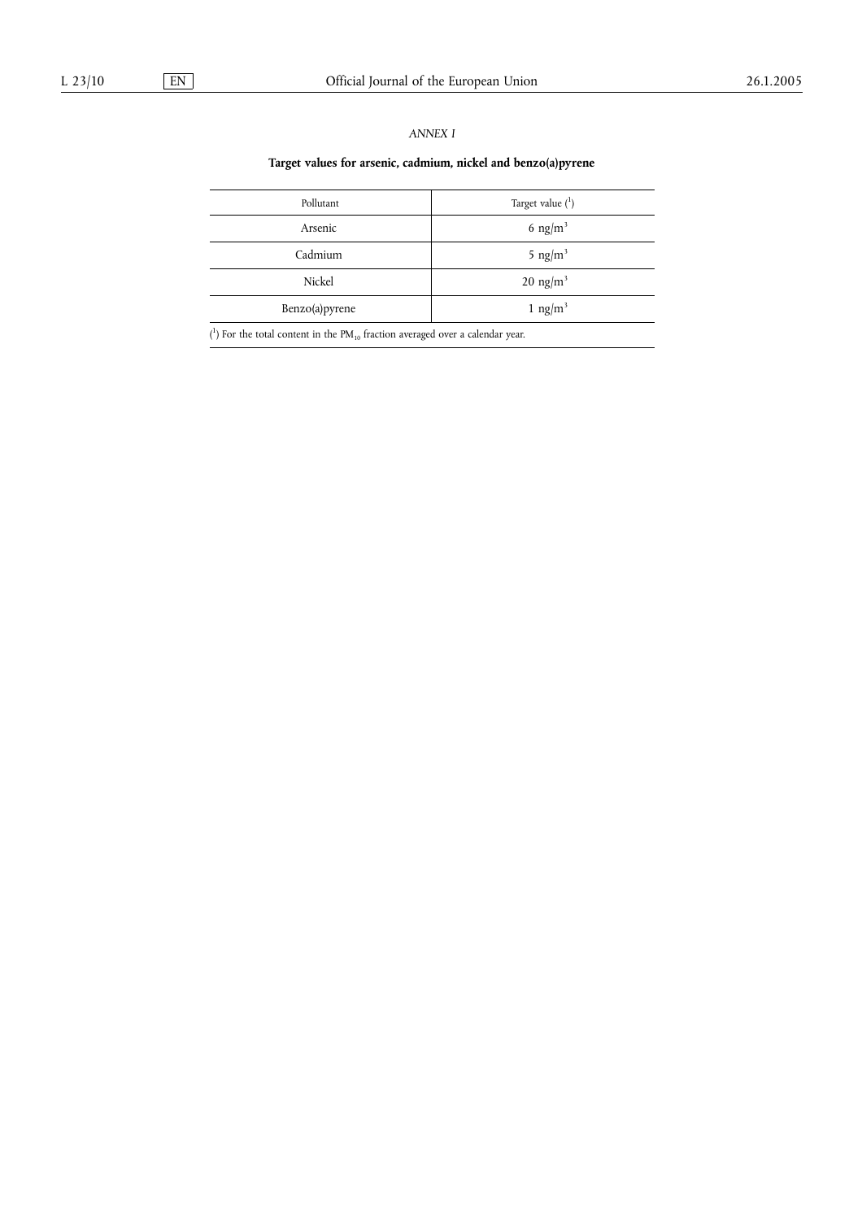*ANNEX I*

**Target values for arsenic, cadmium, nickel and benzo(a)pyrene**

| Pollutant | Target value [1] |
|---|---|
| Arsenic | 6 $ng/m^3$ |
| Cadmium | 5 $ng/m^3$ |
| Nickel | 20 $ng/m^3$ |
| Benzo(a)pyrene | 1 $ng/m^3$ |

[1] For the total content in the $PM_{10}$ fraction averaged over a calendar year.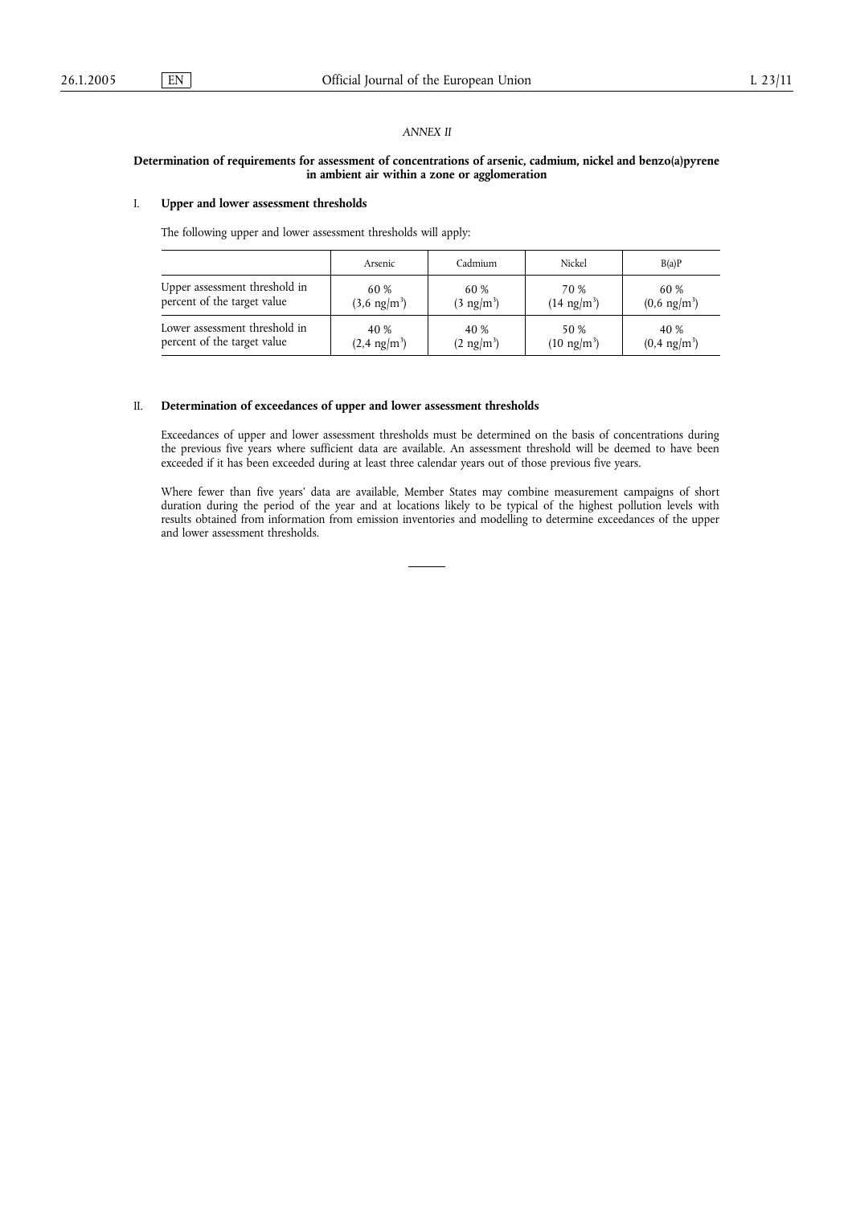*ANNEX II*

**Determination of requirements for assessment of concentrations of arsenic, cadmium, nickel and benzo(a)pyrene in ambient air within a zone or agglomeration**

## I. Upper and lower assessment thresholds

The following upper and lower assessment thresholds will apply:

| | Arsenic | Cadmium | Nickel | B(a)P |
|---|---|---|---|---|
| Upper assessment threshold in percent of the target value | 60 % ($3,6$ ng/m$^3$) | 60 % ($3$ ng/m$^3$) | 70 % ($14$ ng/m$^3$) | 60 % ($0,6$ ng/m$^3$) |
| Lower assessment threshold in percent of the target value | 40 % ($2,4$ ng/m$^3$) | 40 % ($2$ ng/m$^3$) | 50 % ($10$ ng/m$^3$) | 40 % ($0,4$ ng/m$^3$) |

## II. Determination of exceedances of upper and lower assessment thresholds

Exceedances of upper and lower assessment thresholds must be determined on the basis of concentrations during the previous five years where sufficient data are available. An assessment threshold will be deemed to have been exceeded if it has been exceeded during at least three calendar years out of those previous five years.

Where fewer than five years' data are available, Member States may combine measurement campaigns of short duration during the period of the year and at locations likely to be typical of the highest pollution levels with results obtained from information from emission inventories and modelling to determine exceedances of the upper and lower assessment thresholds.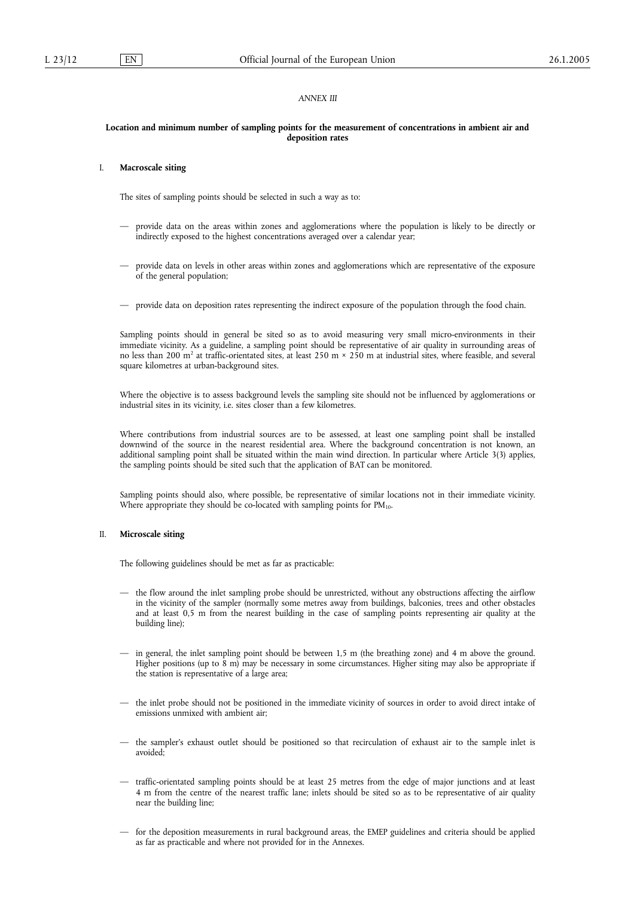*ANNEX III*

**Location and minimum number of sampling points for the measurement of concentrations in ambient air and deposition rates**

## I. Macroscale siting

The sites of sampling points should be selected in such a way as to:

— provide data on the areas within zones and agglomerations where the population is likely to be directly or indirectly exposed to the highest concentrations averaged over a calendar year;

— provide data on levels in other areas within zones and agglomerations which are representative of the exposure of the general population;

— provide data on deposition rates representing the indirect exposure of the population through the food chain.

Sampling points should in general be sited so as to avoid measuring very small micro-environments in their immediate vicinity. As a guideline, a sampling point should be representative of air quality in surrounding areas of no less than 200 $m^2$ at traffic-orientated sites, at least 250 m × 250 m at industrial sites, where feasible, and several square kilometres at urban-background sites.

Where the objective is to assess background levels the sampling site should not be influenced by agglomerations or industrial sites in its vicinity, i.e. sites closer than a few kilometres.

Where contributions from industrial sources are to be assessed, at least one sampling point shall be installed downwind of the source in the nearest residential area. Where the background concentration is not known, an additional sampling point shall be situated within the main wind direction. In particular where Article 3(3) applies, the sampling points should be sited such that the application of BAT can be monitored.

Sampling points should also, where possible, be representative of similar locations not in their immediate vicinity. Where appropriate they should be co-located with sampling points for $PM_{10}$.

## II. Microscale siting

The following guidelines should be met as far as practicable:

— the flow around the inlet sampling probe should be unrestricted, without any obstructions affecting the airflow in the vicinity of the sampler (normally some metres away from buildings, balconies, trees and other obstacles and at least 0,5 m from the nearest building in the case of sampling points representing air quality at the building line);

— in general, the inlet sampling point should be between 1,5 m (the breathing zone) and 4 m above the ground. Higher positions (up to 8 m) may be necessary in some circumstances. Higher siting may also be appropriate if the station is representative of a large area;

— the inlet probe should not be positioned in the immediate vicinity of sources in order to avoid direct intake of emissions unmixed with ambient air;

— the sampler's exhaust outlet should be positioned so that recirculation of exhaust air to the sample inlet is avoided;

— traffic-orientated sampling points should be at least 25 metres from the edge of major junctions and at least 4 m from the centre of the nearest traffic lane; inlets should be sited so as to be representative of air quality near the building line;

— for the deposition measurements in rural background areas, the EMEP guidelines and criteria should be applied as far as practicable and where not provided for in the Annexes.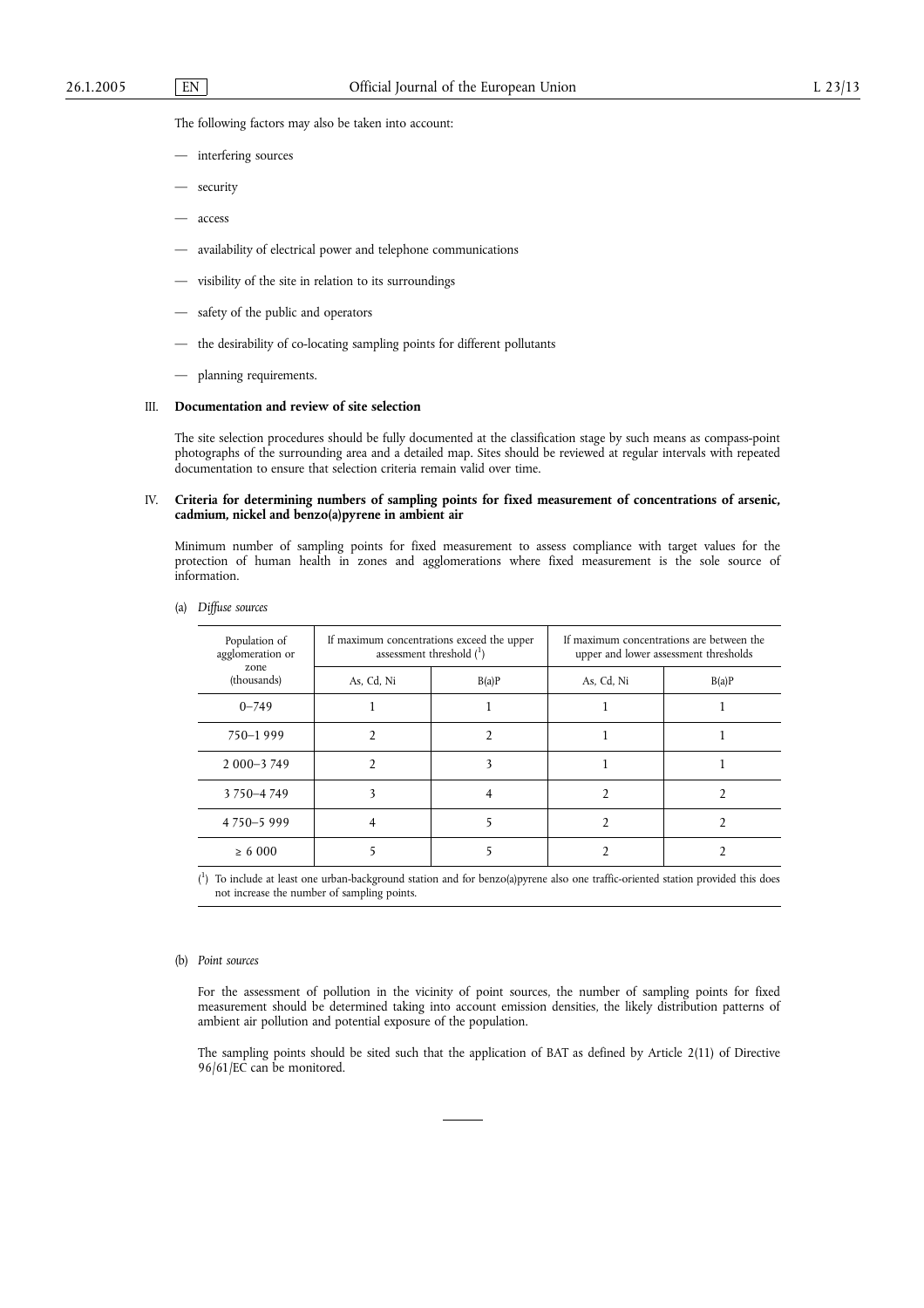The following factors may also be taken into account:

- interfering sources
- security
- access
- availability of electrical power and telephone communications
- visibility of the site in relation to its surroundings
- safety of the public and operators
- the desirability of co-locating sampling points for different pollutants
- planning requirements.

## III. Documentation and review of site selection

The site selection procedures should be fully documented at the classification stage by such means as compass-point photographs of the surrounding area and a detailed map. Sites should be reviewed at regular intervals with repeated documentation to ensure that selection criteria remain valid over time.

## IV. Criteria for determining numbers of sampling points for fixed measurement of concentrations of arsenic, cadmium, nickel and benzo(a)pyrene in ambient air

Minimum number of sampling points for fixed measurement to assess compliance with target values for the protection of human health in zones and agglomerations where fixed measurement is the sole source of information.

(a) *Diffuse sources*

| Population of agglomeration or zone (thousands) | If maximum concentrations exceed the upper assessment threshold ([1]) | | If maximum concentrations are between the upper and lower assessment thresholds | |
|---|---|---|---|---|
| | As, Cd, Ni | B(a)P | As, Cd, Ni | B(a)P |
| 0–749 | 1 | 1 | 1 | 1 |
| 750–1 999 | 2 | 2 | 1 | 1 |
| 2 000–3 749 | 2 | 3 | 1 | 1 |
| 3 750–4 749 | 3 | 4 | 2 | 2 |
| 4 750–5 999 | 4 | 5 | 2 | 2 |
| ≥ 6 000 | 5 | 5 | 2 | 2 |

([1]) To include at least one urban-background station and for benzo(a)pyrene also one traffic-oriented station provided this does not increase the number of sampling points.

(b) *Point sources*

For the assessment of pollution in the vicinity of point sources, the number of sampling points for fixed measurement should be determined taking into account emission densities, the likely distribution patterns of ambient air pollution and potential exposure of the population.

The sampling points should be sited such that the application of BAT as defined by Article 2(11) of Directive 96/61/EC can be monitored.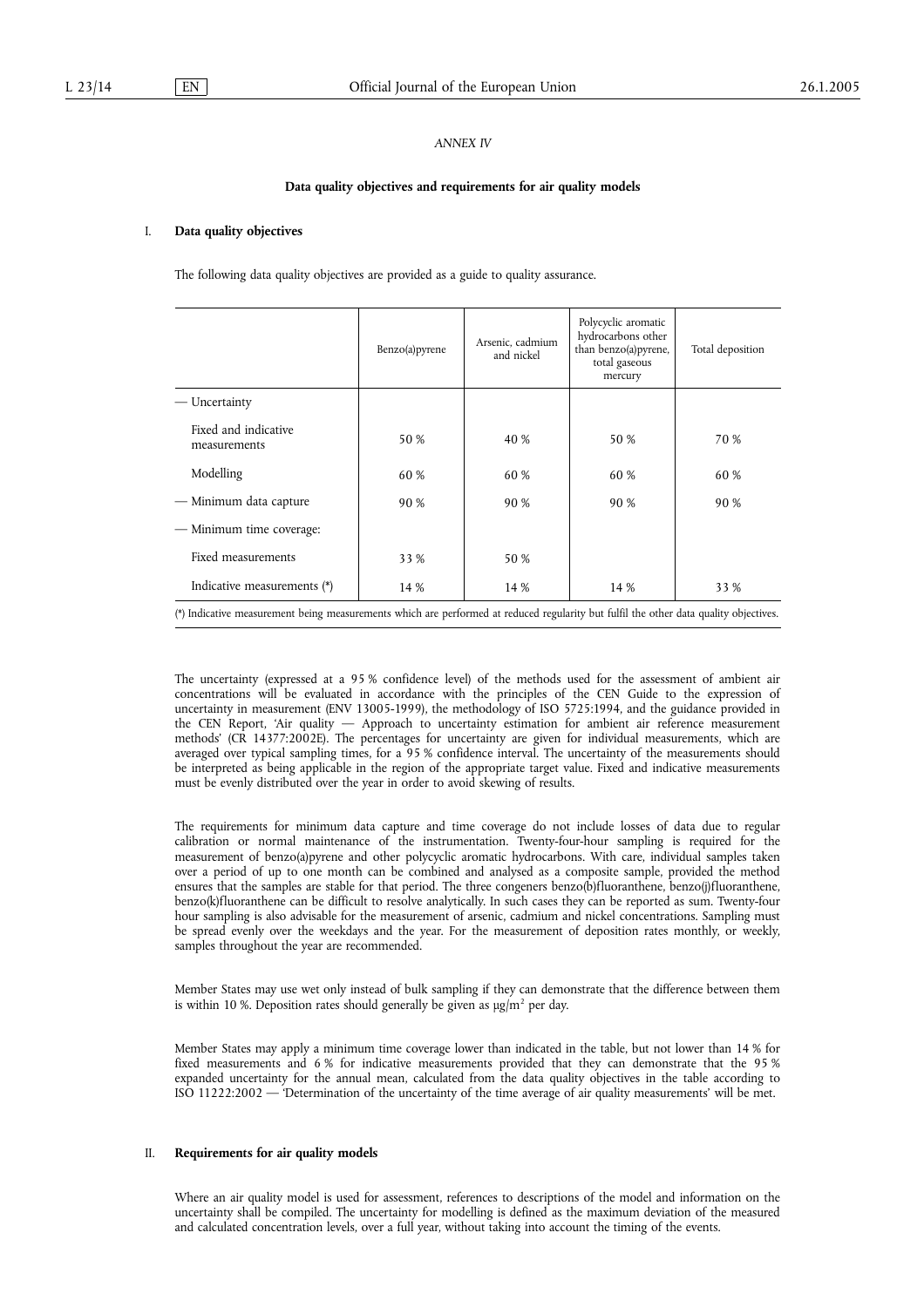*ANNEX IV*

**Data quality objectives and requirements for air quality models**

## I. Data quality objectives

The following data quality objectives are provided as a guide to quality assurance.

| | Benzo(a)pyrene | Arsenic, cadmium and nickel | Polycyclic aromatic hydrocarbons other than benzo(a)pyrene, total gaseous mercury | Total deposition |
|---|---|---|---|---|
| — Uncertainty | | | | |
| Fixed and indicative measurements | 50 % | 40 % | 50 % | 70 % |
| Modelling | 60 % | 60 % | 60 % | 60 % |
| — Minimum data capture | 90 % | 90 % | 90 % | 90 % |
| — Minimum time coverage: | | | | |
| Fixed measurements | 33 % | 50 % | | |
| Indicative measurements (*) | 14 % | 14 % | 14 % | 33 % |

(*) Indicative measurement being measurements which are performed at reduced regularity but fulfil the other data quality objectives.

The uncertainty (expressed at a 95 % confidence level) of the methods used for the assessment of ambient air concentrations will be evaluated in accordance with the principles of the CEN Guide to the expression of uncertainty in measurement (ENV 13005-1999), the methodology of ISO 5725:1994, and the guidance provided in the CEN Report, 'Air quality — Approach to uncertainty estimation for ambient air reference measurement methods' (CR 14377:2002E). The percentages for uncertainty are given for individual measurements, which are averaged over typical sampling times, for a 95 % confidence interval. The uncertainty of the measurements should be interpreted as being applicable in the region of the appropriate target value. Fixed and indicative measurements must be evenly distributed over the year in order to avoid skewing of results.

The requirements for minimum data capture and time coverage do not include losses of data due to regular calibration or normal maintenance of the instrumentation. Twenty-four-hour sampling is required for the measurement of benzo(a)pyrene and other polycyclic aromatic hydrocarbons. With care, individual samples taken over a period of up to one month can be combined and analysed as a composite sample, provided the method ensures that the samples are stable for that period. The three congeners benzo(b)fluoranthene, benzo(j)fluoranthene, benzo(k)fluoranthene can be difficult to resolve analytically. In such cases they can be reported as sum. Twenty-four hour sampling is also advisable for the measurement of arsenic, cadmium and nickel concentrations. Sampling must be spread evenly over the weekdays and the year. For the measurement of deposition rates monthly, or weekly, samples throughout the year are recommended.

Member States may use wet only instead of bulk sampling if they can demonstrate that the difference between them is within 10 %. Deposition rates should generally be given as $\mu g/m^2$ per day.

Member States may apply a minimum time coverage lower than indicated in the table, but not lower than 14 % for fixed measurements and 6 % for indicative measurements provided that they can demonstrate that the 95 % expanded uncertainty for the annual mean, calculated from the data quality objectives in the table according to ISO 11222:2002 — 'Determination of the uncertainty of the time average of air quality measurements' will be met.

## II. Requirements for air quality models

Where an air quality model is used for assessment, references to descriptions of the model and information on the uncertainty shall be compiled. The uncertainty for modelling is defined as the maximum deviation of the measured and calculated concentration levels, over a full year, without taking into account the timing of the events.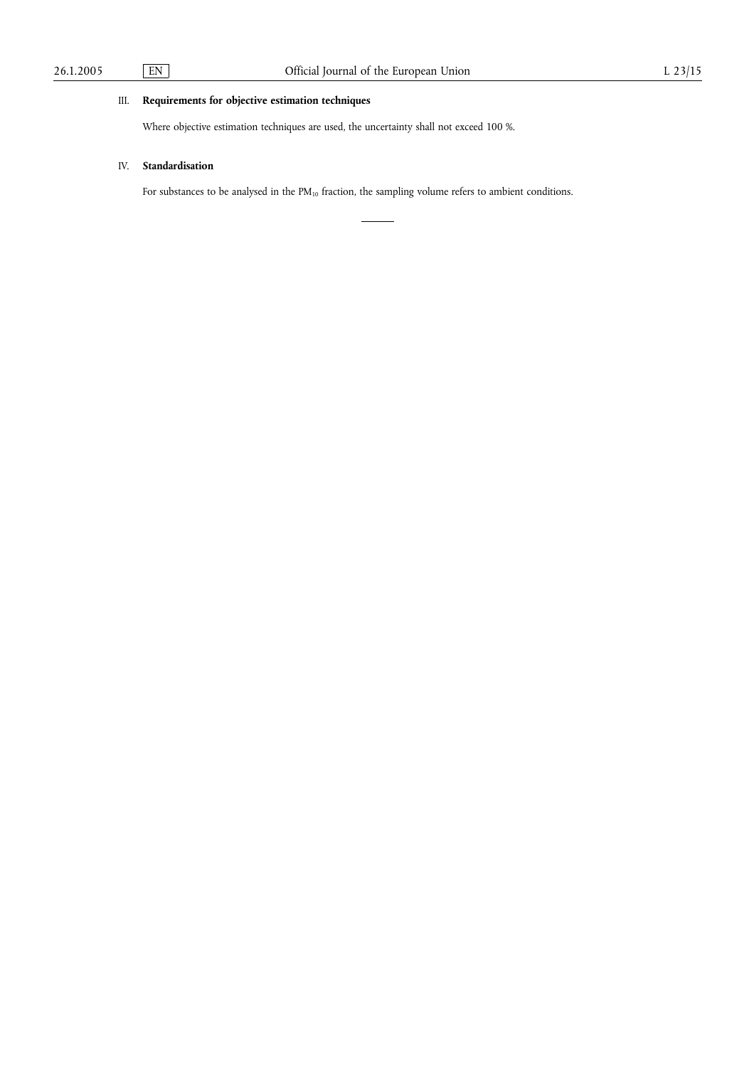### III. **Requirements for objective estimation techniques**

Where objective estimation techniques are used, the uncertainty shall not exceed 100 %.

### IV. **Standardisation**

For substances to be analysed in the $PM_{10}$ fraction, the sampling volume refers to ambient conditions.

---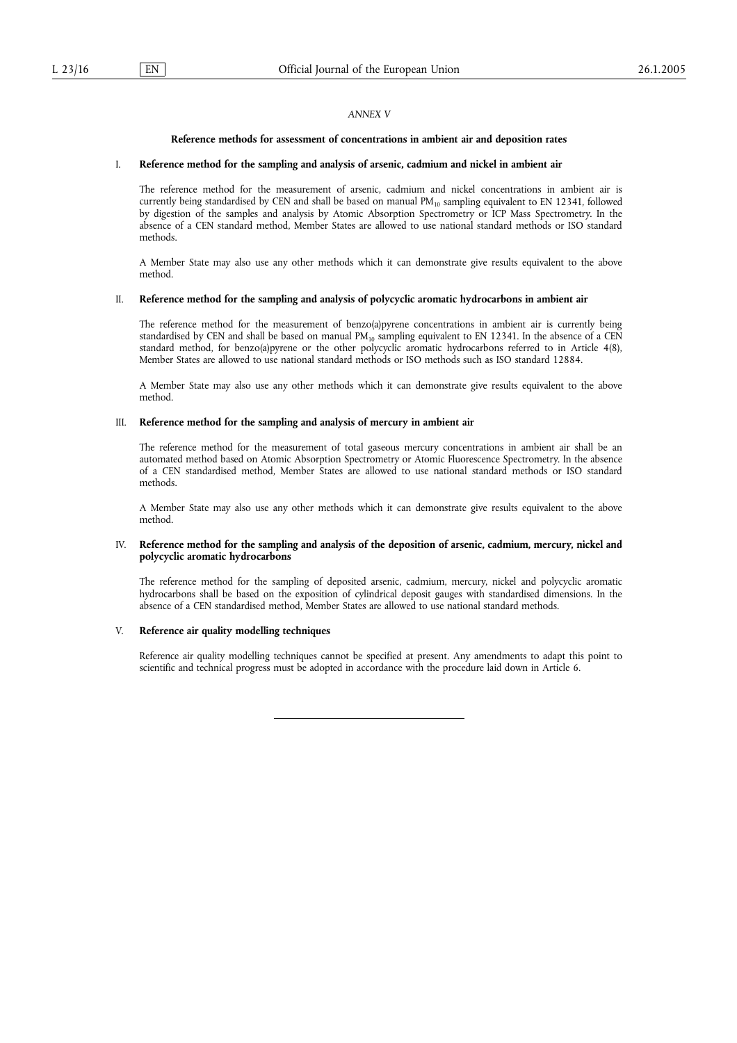*ANNEX V*

## Reference methods for assessment of concentrations in ambient air and deposition rates

### I. Reference method for the sampling and analysis of arsenic, cadmium and nickel in ambient air

The reference method for the measurement of arsenic, cadmium and nickel concentrations in ambient air is currently being standardised by CEN and shall be based on manual $PM_{10}$ sampling equivalent to EN 12341, followed by digestion of the samples and analysis by Atomic Absorption Spectrometry or ICP Mass Spectrometry. In the absence of a CEN standard method, Member States are allowed to use national standard methods or ISO standard methods.

A Member State may also use any other methods which it can demonstrate give results equivalent to the above method.

### II. Reference method for the sampling and analysis of polycyclic aromatic hydrocarbons in ambient air

The reference method for the measurement of benzo(a)pyrene concentrations in ambient air is currently being standardised by CEN and shall be based on manual $PM_{10}$ sampling equivalent to EN 12341. In the absence of a CEN standard method, for benzo(a)pyrene or the other polycyclic aromatic hydrocarbons referred to in Article 4(8), Member States are allowed to use national standard methods or ISO methods such as ISO standard 12884.

A Member State may also use any other methods which it can demonstrate give results equivalent to the above method.

### III. Reference method for the sampling and analysis of mercury in ambient air

The reference method for the measurement of total gaseous mercury concentrations in ambient air shall be an automated method based on Atomic Absorption Spectrometry or Atomic Fluorescence Spectrometry. In the absence of a CEN standardised method, Member States are allowed to use national standard methods or ISO standard methods.

A Member State may also use any other methods which it can demonstrate give results equivalent to the above method.

### IV. Reference method for the sampling and analysis of the deposition of arsenic, cadmium, mercury, nickel and polycyclic aromatic hydrocarbons

The reference method for the sampling of deposited arsenic, cadmium, mercury, nickel and polycyclic aromatic hydrocarbons shall be based on the exposition of cylindrical deposit gauges with standardised dimensions. In the absence of a CEN standardised method, Member States are allowed to use national standard methods.

### V. Reference air quality modelling techniques

Reference air quality modelling techniques cannot be specified at present. Any amendments to adapt this point to scientific and technical progress must be adopted in accordance with the procedure laid down in Article 6.